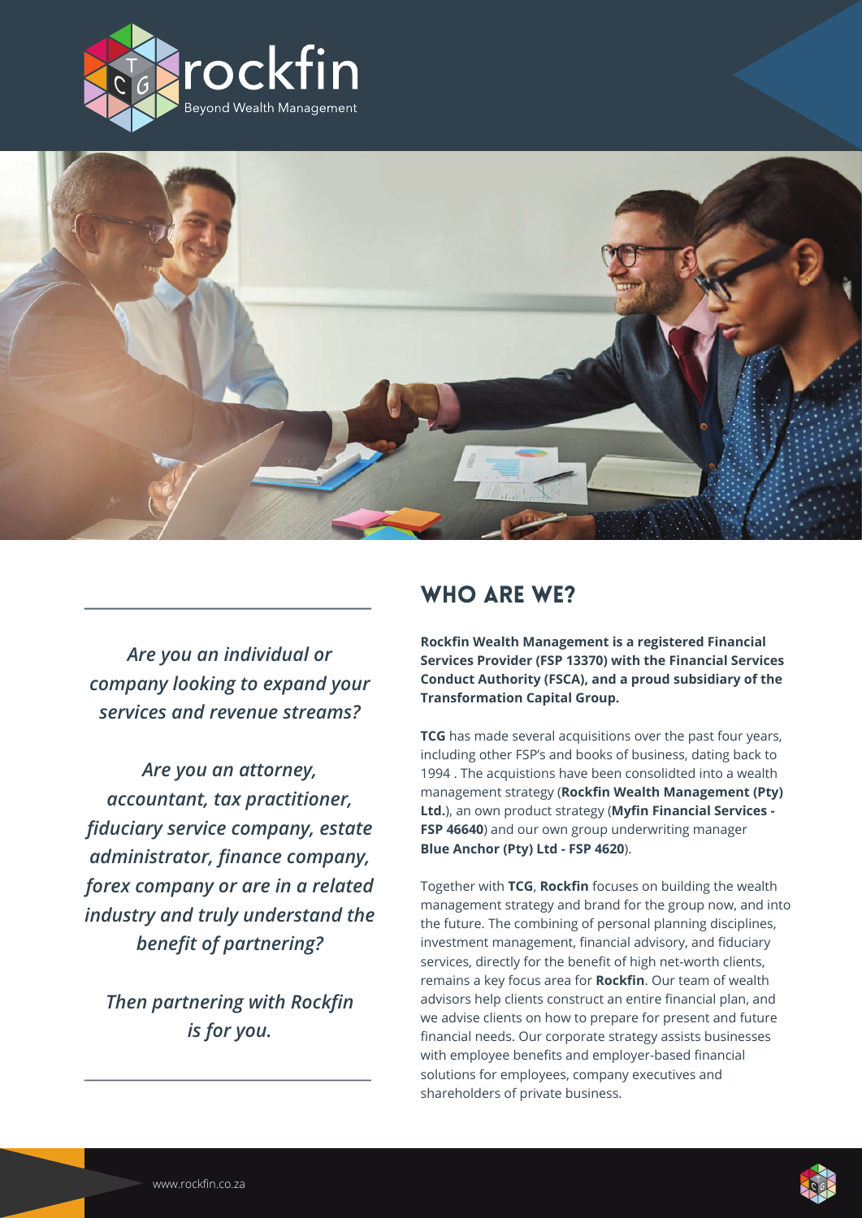rockfin

Beyond Wealth Management

*Are you an individual or company looking to expand your services and revenue streams?*

*Are you an attorney, accountant, tax practitioner, fiduciary service company, estate administrator, finance company, forex company or are in a related industry and truly understand the benefit of partnering?*

*Then partnering with Rockfin is for you.*

## WHO ARE WE?

**Rockfin Wealth Management is a registered Financial Services Provider (FSP 13370) with the Financial Services Conduct Authority (FSCA), and a proud subsidiary of the Transformation Capital Group.**

**TCG** has made several acquisitions over the past four years, including other FSP's and books of business, dating back to 1994 . The acquistions have been consolidted into a wealth management strategy (**Rockfin Wealth Management (Pty) Ltd.**), an own product strategy (**Myfin Financial Services - FSP 46640**) and our own group underwriting manager **Blue Anchor (Pty) Ltd - FSP 4620**).

Together with **TCG**, **Rockfin** focuses on building the wealth management strategy and brand for the group now, and into the future. The combining of personal planning disciplines, investment management, financial advisory, and fiduciary services, directly for the benefit of high net-worth clients, remains a key focus area for **Rockfin**. Our team of wealth advisors help clients construct an entire financial plan, and we advise clients on how to prepare for present and future financial needs. Our corporate strategy assists businesses with employee benefits and employer-based financial solutions for employees, company executives and shareholders of private business.

www.rockfin.co.za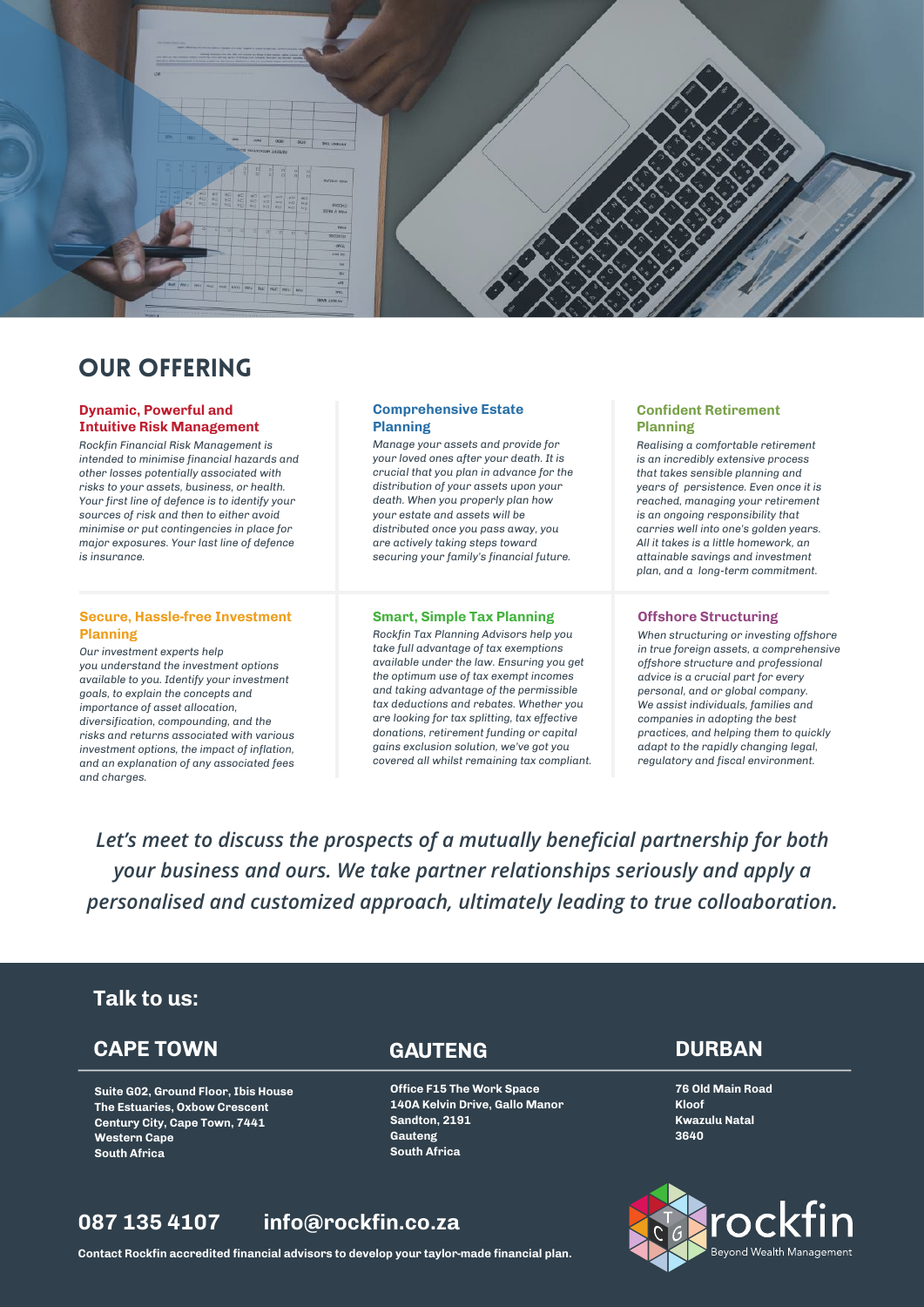# OUR OFFERING

### Dynamic, Powerful and Intuitive Risk Management

*Rockfin Financial Risk Management is intended to minimise financial hazards and other losses potentially associated with risks to your assets, business, or health. Your first line of defence is to identify your sources of risk and then to either avoid minimise or put contingencies in place for major exposures. Your last line of defence is insurance.*

### Comprehensive Estate Planning

*Manage your assets and provide for your loved ones after your death. It is crucial that you plan in advance for the distribution of your assets upon your death. When you properly plan how your estate and assets will be distributed once you pass away, you are actively taking steps toward securing your family's financial future.*

### Confident Retirement Planning

*Realising a comfortable retirement is an incredibly extensive process that takes sensible planning and years of persistence. Even once it is reached, managing your retirement is an ongoing responsibility that carries well into one's golden years. All it takes is a little homework, an attainable savings and investment plan, and a long-term commitment.*

### Secure, Hassle-free Investment Planning

*Our investment experts help you understand the investment options available to you. Identify your investment goals, to explain the concepts and importance of asset allocation, diversification, compounding, and the risks and returns associated with various investment options, the impact of inflation, and an explanation of any associated fees and charges.*

### Smart, Simple Tax Planning

*Rockfin Tax Planning Advisors help you take full advantage of tax exemptions available under the law. Ensuring you get the optimum use of tax exempt incomes and taking advantage of the permissible tax deductions and rebates. Whether you are looking for tax splitting, tax effective donations, retirement funding or capital gains exclusion solution, we've got you covered all whilst remaining tax compliant.*

### Offshore Structuring

*When structuring or investing offshore in true foreign assets, a comprehensive offshore structure and professional advice is a crucial part for every personal, and or global company. We assist individuals, families and companies in adopting the best practices, and helping them to quickly adapt to the rapidly changing legal, regulatory and fiscal environment.*

*Let's meet to discuss the prospects of a mutually beneficial partnership for both your business and ours. We take partner relationships seriously and apply a personalised and customized approach, ultimately leading to true colloaboration.*

## Talk to us:

### CAPE TOWN

**Suite G02, Ground Floor, Ibis House**
**The Estuaries, Oxbow Crescent**
**Century City, Cape Town, 7441**
**Western Cape**
**South Africa**

### GAUTENG

**Office F15 The Work Space**
**140A Kelvin Drive, Gallo Manor**
**Sandton, 2191**
**Gauteng**
**South Africa**

### DURBAN

**76 Old Main Road**
**Kloof**
**Kwazulu Natal**
**3640**

**087 135 4107** **info@rockfin.co.za**

**Contact Rockfin accredited financial advisors to develop your taylor-made financial plan.**

rockfin
Beyond Wealth Management